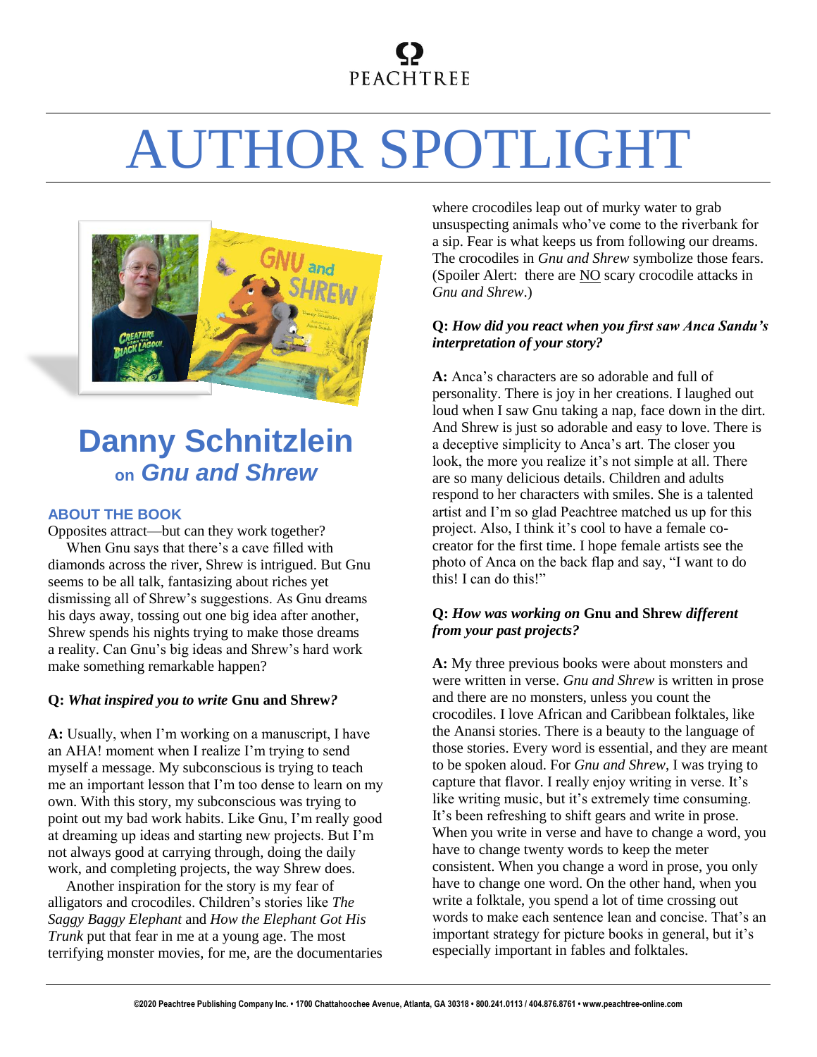# AUTHOR SPOTLIGHT

## Danny Schnitzlein on *Gnu and Shrew*

### ABOUT THE BOOK

Opposites attract—but can they work together?

When Gnu says that there's a cave filled with diamonds across the river, Shrew is intrigued. But Gnu seems to be all talk, fantasizing about riches yet dismissing all of Shrew's suggestions. As Gnu dreams his days away, tossing out one big idea after another, Shrew spends his nights trying to make those dreams a reality. Can Gnu's big ideas and Shrew's hard work make something remarkable happen?

**Q:** ***What inspired you to write* Gnu and Shrew*?***

**A:** Usually, when I'm working on a manuscript, I have an AHA! moment when I realize I'm trying to send myself a message. My subconscious is trying to teach me an important lesson that I'm too dense to learn on my own. With this story, my subconscious was trying to point out my bad work habits. Like Gnu, I'm really good at dreaming up ideas and starting new projects. But I'm not always good at carrying through, doing the daily work, and completing projects, the way Shrew does.

Another inspiration for the story is my fear of alligators and crocodiles. Children's stories like *The Saggy Baggy Elephant* and *How the Elephant Got His Trunk* put that fear in me at a young age. The most terrifying monster movies, for me, are the documentaries where crocodiles leap out of murky water to grab unsuspecting animals who've come to the riverbank for a sip. Fear is what keeps us from following our dreams. The crocodiles in *Gnu and Shrew* symbolize those fears. (Spoiler Alert: there are NO scary crocodile attacks in *Gnu and Shrew*.)

**Q:** ***How did you react when you first saw Anca Sandu's interpretation of your story?***

**A:** Anca's characters are so adorable and full of personality. There is joy in her creations. I laughed out loud when I saw Gnu taking a nap, face down in the dirt. And Shrew is just so adorable and easy to love. There is a deceptive simplicity to Anca's art. The closer you look, the more you realize it's not simple at all. There are so many delicious details. Children and adults respond to her characters with smiles. She is a talented artist and I'm so glad Peachtree matched us up for this project. Also, I think it's cool to have a female co-creator for the first time. I hope female artists see the photo of Anca on the back flap and say, "I want to do this! I can do this!"

**Q:** ***How was working on* Gnu and Shrew *different from your past projects?***

**A:** My three previous books were about monsters and were written in verse. *Gnu and Shrew* is written in prose and there are no monsters, unless you count the crocodiles. I love African and Caribbean folktales, like the Anansi stories. There is a beauty to the language of those stories. Every word is essential, and they are meant to be spoken aloud. For *Gnu and Shrew*, I was trying to capture that flavor. I really enjoy writing in verse. It's like writing music, but it's extremely time consuming. It's been refreshing to shift gears and write in prose. When you write in verse and have to change a word, you have to change twenty words to keep the meter consistent. When you change a word in prose, you only have to change one word. On the other hand, when you write a folktale, you spend a lot of time crossing out words to make each sentence lean and concise. That's an important strategy for picture books in general, but it's especially important in fables and folktales.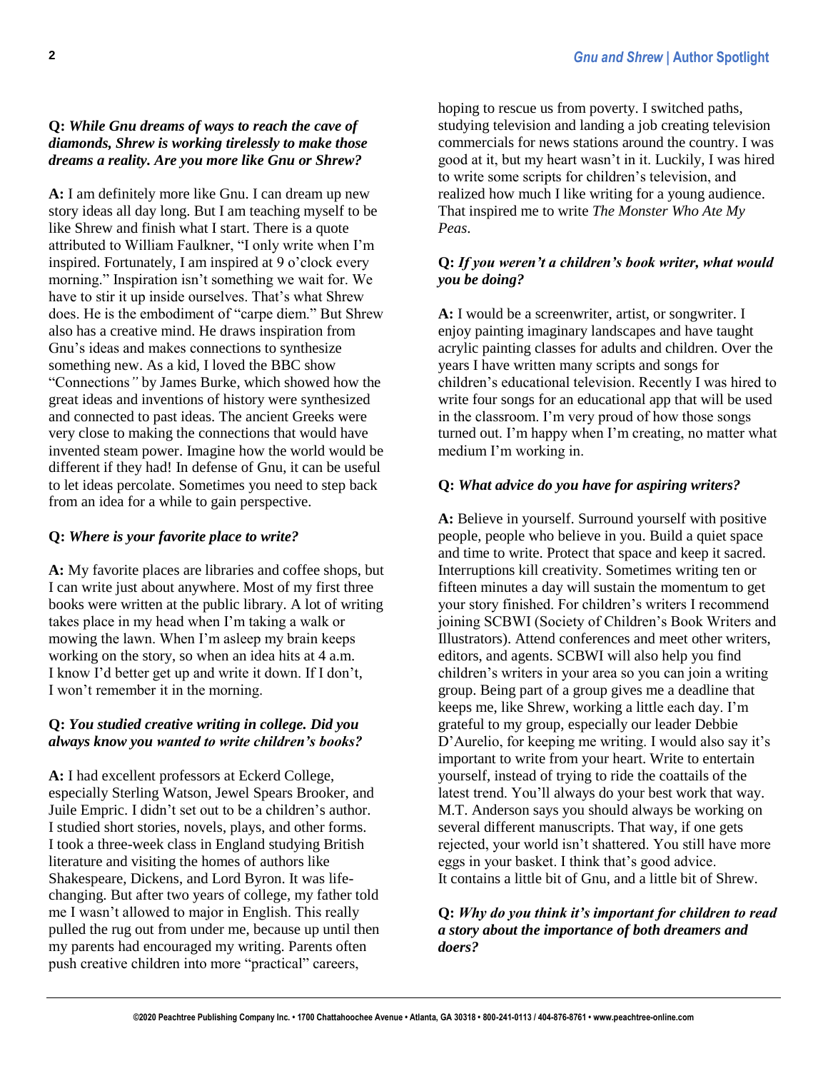**Q:** ***While Gnu dreams of ways to reach the cave of diamonds, Shrew is working tirelessly to make those dreams a reality. Are you more like Gnu or Shrew?***

**A:** I am definitely more like Gnu. I can dream up new story ideas all day long. But I am teaching myself to be like Shrew and finish what I start. There is a quote attributed to William Faulkner, "I only write when I'm inspired. Fortunately, I am inspired at 9 o'clock every morning." Inspiration isn't something we wait for. We have to stir it up inside ourselves. That's what Shrew does. He is the embodiment of "carpe diem." But Shrew also has a creative mind. He draws inspiration from Gnu's ideas and makes connections to synthesize something new. As a kid, I loved the BBC show "Connections*"* by James Burke, which showed how the great ideas and inventions of history were synthesized and connected to past ideas. The ancient Greeks were very close to making the connections that would have invented steam power. Imagine how the world would be different if they had! In defense of Gnu, it can be useful to let ideas percolate. Sometimes you need to step back from an idea for a while to gain perspective.

**Q:** ***Where is your favorite place to write?***

**A:** My favorite places are libraries and coffee shops, but I can write just about anywhere. Most of my first three books were written at the public library. A lot of writing takes place in my head when I'm taking a walk or mowing the lawn. When I'm asleep my brain keeps working on the story, so when an idea hits at 4 a.m. I know I'd better get up and write it down. If I don't, I won't remember it in the morning.

**Q:** ***You studied creative writing in college. Did you always know you wanted to write children's books?***

**A:** I had excellent professors at Eckerd College, especially Sterling Watson, Jewel Spears Brooker, and Juile Empric. I didn't set out to be a children's author. I studied short stories, novels, plays, and other forms. I took a three-week class in England studying British literature and visiting the homes of authors like Shakespeare, Dickens, and Lord Byron. It was life-changing. But after two years of college, my father told me I wasn't allowed to major in English. This really pulled the rug out from under me, because up until then my parents had encouraged my writing. Parents often push creative children into more "practical" careers, hoping to rescue us from poverty. I switched paths, studying television and landing a job creating television commercials for news stations around the country. I was good at it, but my heart wasn't in it. Luckily, I was hired to write some scripts for children's television, and realized how much I like writing for a young audience. That inspired me to write *The Monster Who Ate My Peas*.

**Q:** ***If you weren't a children's book writer, what would you be doing?***

**A:** I would be a screenwriter, artist, or songwriter. I enjoy painting imaginary landscapes and have taught acrylic painting classes for adults and children. Over the years I have written many scripts and songs for children's educational television. Recently I was hired to write four songs for an educational app that will be used in the classroom. I'm very proud of how those songs turned out. I'm happy when I'm creating, no matter what medium I'm working in.

**Q:** ***What advice do you have for aspiring writers?***

**A:** Believe in yourself. Surround yourself with positive people, people who believe in you. Build a quiet space and time to write. Protect that space and keep it sacred. Interruptions kill creativity. Sometimes writing ten or fifteen minutes a day will sustain the momentum to get your story finished. For children's writers I recommend joining SCBWI (Society of Children's Book Writers and Illustrators). Attend conferences and meet other writers, editors, and agents. SCBWI will also help you find children's writers in your area so you can join a writing group. Being part of a group gives me a deadline that keeps me, like Shrew, working a little each day. I'm grateful to my group, especially our leader Debbie D'Aurelio, for keeping me writing. I would also say it's important to write from your heart. Write to entertain yourself, instead of trying to ride the coattails of the latest trend. You'll always do your best work that way. M.T. Anderson says you should always be working on several different manuscripts. That way, if one gets rejected, your world isn't shattered. You still have more eggs in your basket. I think that's good advice. It contains a little bit of Gnu, and a little bit of Shrew.

**Q:** ***Why do you think it's important for children to read a story about the importance of both dreamers and doers?***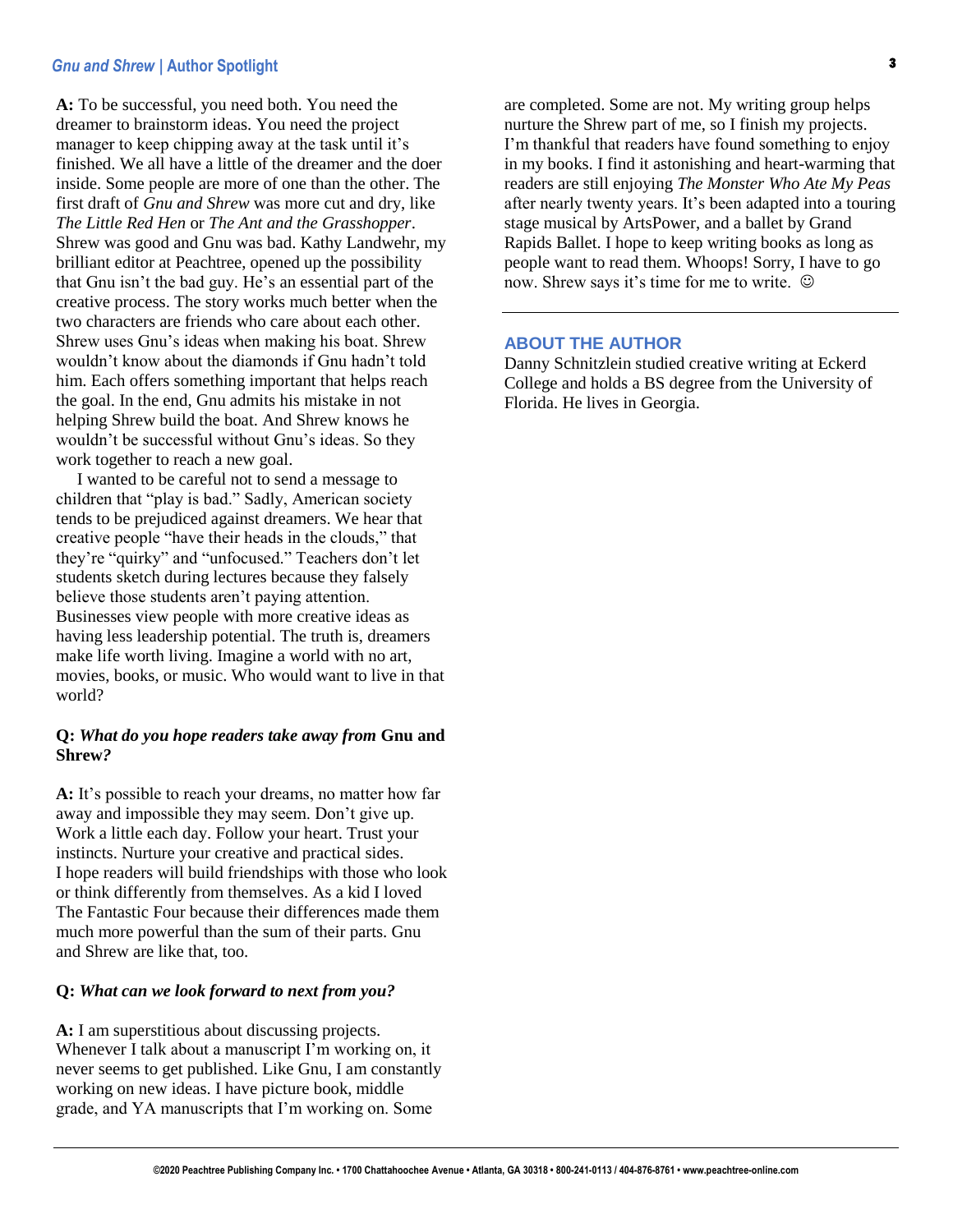**A:** To be successful, you need both. You need the dreamer to brainstorm ideas. You need the project manager to keep chipping away at the task until it's finished. We all have a little of the dreamer and the doer inside. Some people are more of one than the other. The first draft of *Gnu and Shrew* was more cut and dry, like *The Little Red Hen* or *The Ant and the Grasshopper*. Shrew was good and Gnu was bad. Kathy Landwehr, my brilliant editor at Peachtree, opened up the possibility that Gnu isn't the bad guy. He's an essential part of the creative process. The story works much better when the two characters are friends who care about each other. Shrew uses Gnu's ideas when making his boat. Shrew wouldn't know about the diamonds if Gnu hadn't told him. Each offers something important that helps reach the goal. In the end, Gnu admits his mistake in not helping Shrew build the boat. And Shrew knows he wouldn't be successful without Gnu's ideas. So they work together to reach a new goal.

I wanted to be careful not to send a message to children that "play is bad." Sadly, American society tends to be prejudiced against dreamers. We hear that creative people "have their heads in the clouds," that they're "quirky" and "unfocused." Teachers don't let students sketch during lectures because they falsely believe those students aren't paying attention. Businesses view people with more creative ideas as having less leadership potential. The truth is, dreamers make life worth living. Imagine a world with no art, movies, books, or music. Who would want to live in that world?

**Q:** ***What do you hope readers take away from*** **Gnu and Shrew*****?***

**A:** It's possible to reach your dreams, no matter how far away and impossible they may seem. Don't give up. Work a little each day. Follow your heart. Trust your instincts. Nurture your creative and practical sides. I hope readers will build friendships with those who look or think differently from themselves. As a kid I loved The Fantastic Four because their differences made them much more powerful than the sum of their parts. Gnu and Shrew are like that, too.

**Q:** ***What can we look forward to next from you?***

**A:** I am superstitious about discussing projects. Whenever I talk about a manuscript I'm working on, it never seems to get published. Like Gnu, I am constantly working on new ideas. I have picture book, middle grade, and YA manuscripts that I'm working on. Some are completed. Some are not. My writing group helps nurture the Shrew part of me, so I finish my projects. I'm thankful that readers have found something to enjoy in my books. I find it astonishing and heart-warming that readers are still enjoying *The Monster Who Ate My Peas* after nearly twenty years. It's been adapted into a touring stage musical by ArtsPower, and a ballet by Grand Rapids Ballet. I hope to keep writing books as long as people want to read them. Whoops! Sorry, I have to go now. Shrew says it's time for me to write. ☺

## ABOUT THE AUTHOR

Danny Schnitzlein studied creative writing at Eckerd College and holds a BS degree from the University of Florida. He lives in Georgia.

©2020 Peachtree Publishing Company Inc. • 1700 Chattahoochee Avenue • Atlanta, GA 30318 • 800-241-0113 / 404-876-8761 • www.peachtree-online.com